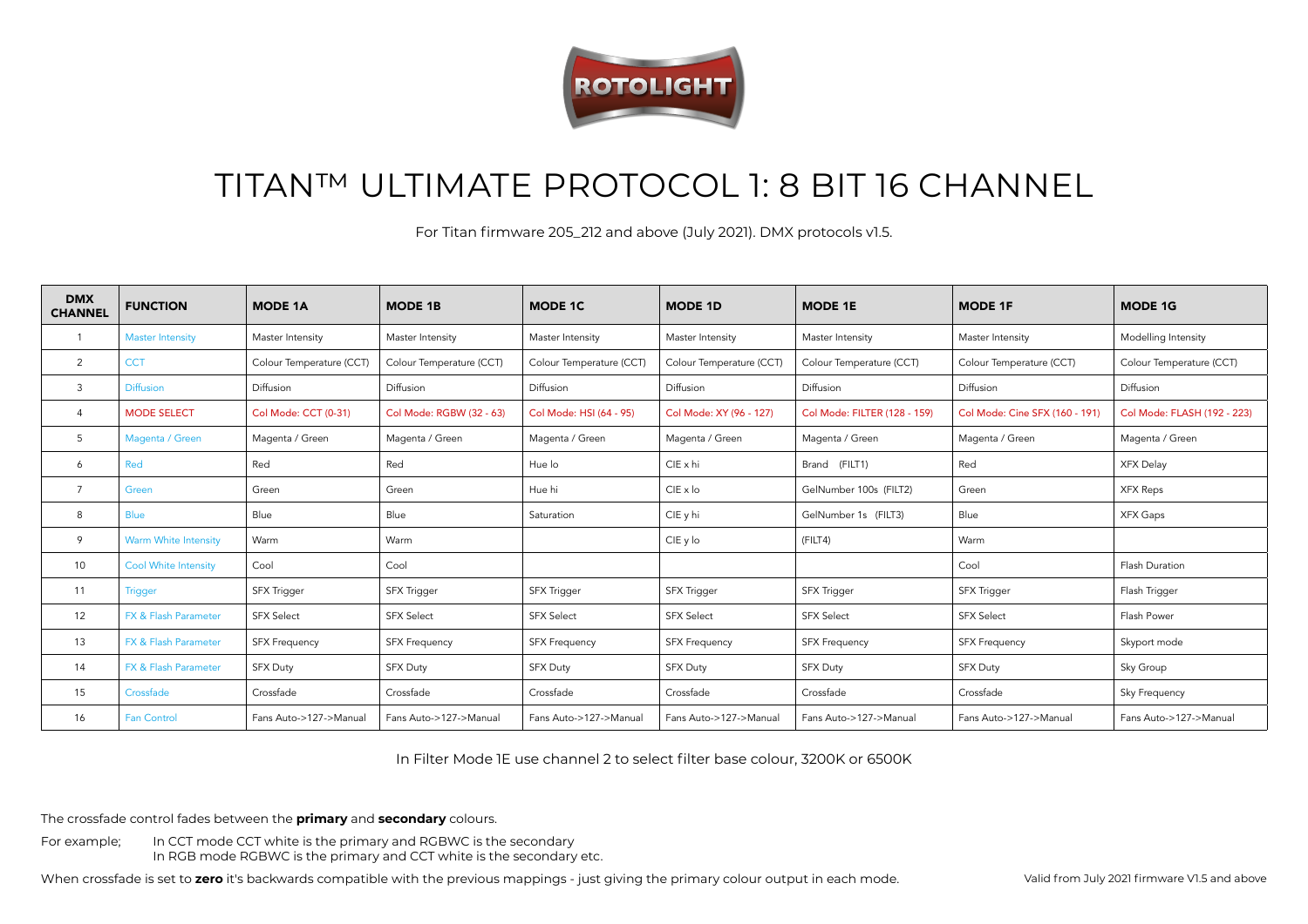ROTOLIGHT

# TITAN™ ULTIMATE PROTOCOL 1: 8 BIT 16 CHANNEL

For Titan firmware 205_212 and above (July 2021). DMX protocols v1.5.

| DMX CHANNEL | FUNCTION | MODE 1A | MODE 1B | MODE 1C | MODE 1D | MODE 1E | MODE 1F | MODE 1G |
|---|---|---|---|---|---|---|---|---|
| 1 | Master Intensity | Master Intensity | Master Intensity | Master Intensity | Master Intensity | Master Intensity | Master Intensity | Modelling Intensity |
| 2 | CCT | Colour Temperature (CCT) | Colour Temperature (CCT) | Colour Temperature (CCT) | Colour Temperature (CCT) | Colour Temperature (CCT) | Colour Temperature (CCT) | Colour Temperature (CCT) |
| 3 | Diffusion | Diffusion | Diffusion | Diffusion | Diffusion | Diffusion | Diffusion | Diffusion |
| 4 | MODE SELECT | Col Mode: CCT (0-31) | Col Mode: RGBW (32 - 63) | Col Mode: HSI (64 - 95) | Col Mode: XY (96 - 127) | Col Mode: FILTER (128 - 159) | Col Mode: Cine SFX (160 - 191) | Col Mode: FLASH (192 - 223) |
| 5 | Magenta / Green | Magenta / Green | Magenta / Green | Magenta / Green | Magenta / Green | Magenta / Green | Magenta / Green | Magenta / Green |
| 6 | Red | Red | Red | Hue lo | CIE x hi | Brand (FILT1) | Red | XFX Delay |
| 7 | Green | Green | Green | Hue hi | CIE x lo | GelNumber 100s (FILT2) | Green | XFX Reps |
| 8 | Blue | Blue | Blue | Saturation | CIE y hi | GelNumber 1s (FILT3) | Blue | XFX Gaps |
| 9 | Warm White Intensity | Warm | Warm | | CIE y lo | (FILT4) | Warm | |
| 10 | Cool White Intensity | Cool | Cool | | | | Cool | Flash Duration |
| 11 | Trigger | SFX Trigger | SFX Trigger | SFX Trigger | SFX Trigger | SFX Trigger | SFX Trigger | Flash Trigger |
| 12 | FX & Flash Parameter | SFX Select | SFX Select | SFX Select | SFX Select | SFX Select | SFX Select | Flash Power |
| 13 | FX & Flash Parameter | SFX Frequency | SFX Frequency | SFX Frequency | SFX Frequency | SFX Frequency | SFX Frequency | Skyport mode |
| 14 | FX & Flash Parameter | SFX Duty | SFX Duty | SFX Duty | SFX Duty | SFX Duty | SFX Duty | Sky Group |
| 15 | Crossfade | Crossfade | Crossfade | Crossfade | Crossfade | Crossfade | Crossfade | Sky Frequency |
| 16 | Fan Control | Fans Auto->127->Manual | Fans Auto->127->Manual | Fans Auto->127->Manual | Fans Auto->127->Manual | Fans Auto->127->Manual | Fans Auto->127->Manual | Fans Auto->127->Manual |

In Filter Mode 1E use channel 2 to select filter base colour, 3200K or 6500K

The crossfade control fades between the **primary** and **secondary** colours.

For example; In CCT mode CCT white is the primary and RGBWC is the secondary
In RGB mode RGBWC is the primary and CCT white is the secondary etc.

When crossfade is set to **zero** it's backwards compatible with the previous mappings - just giving the primary colour output in each mode.

Valid from July 2021 firmware V1.5 and above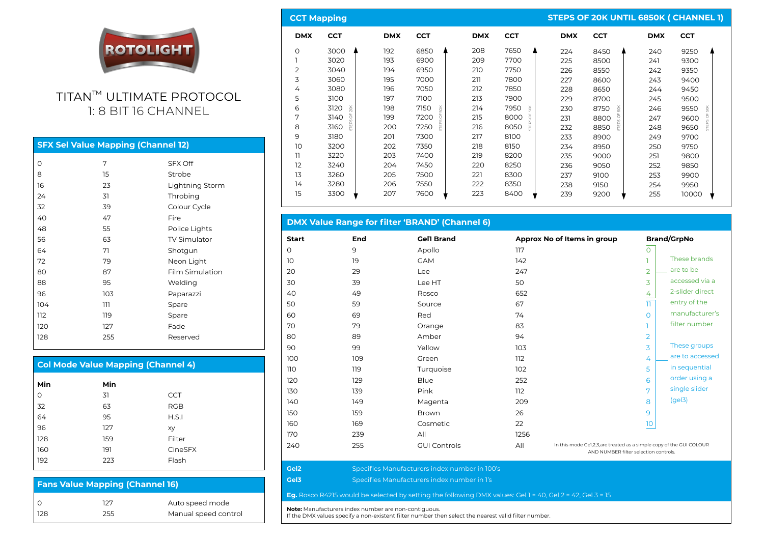# TITAN™ ULTIMATE PROTOCOL
## 1: 8 BIT 16 CHANNEL

### SFX Sel Value Mapping (Channel 12)

| | | |
|---|---|---|
| 0 | 7 | SFX Off |
| 8 | 15 | Strobe |
| 16 | 23 | Lightning Storm |
| 24 | 31 | Throbing |
| 32 | 39 | Colour Cycle |
| 40 | 47 | Fire |
| 48 | 55 | Police Lights |
| 56 | 63 | TV Simulator |
| 64 | 71 | Shotgun |
| 72 | 79 | Neon Light |
| 80 | 87 | Film Simulation |
| 88 | 95 | Welding |
| 96 | 103 | Paparazzi |
| 104 | 111 | Spare |
| 112 | 119 | Spare |
| 120 | 127 | Fade |
| 128 | 255 | Reserved |

### Col Mode Value Mapping (Channel 4)

| Min | Min | |
|---|---|---|
| 0 | 31 | CCT |
| 32 | 63 | RGB |
| 64 | 95 | H.S.I |
| 96 | 127 | xy |
| 128 | 159 | Filter |
| 160 | 191 | CineSFX |
| 192 | 223 | Flash |

### Fans Value Mapping (Channel 16)

| | | |
|---|---|---|
| 0 | 127 | Auto speed mode |
| 128 | 255 | Manual speed control |

### CCT Mapping — STEPS OF 20K UNTIL 6850K ( CHANNEL 1)

| DMX | CCT | DMX | CCT | DMX | CCT | DMX | CCT | DMX | CCT |
|---|---|---|---|---|---|---|---|---|---|
| 0 | 3000 | 192 | 6850 | 208 | 7650 | 224 | 8450 | 240 | 9250 |
| 1 | 3020 | 193 | 6900 | 209 | 7700 | 225 | 8500 | 241 | 9300 |
| 2 | 3040 | 194 | 6950 | 210 | 7750 | 226 | 8550 | 242 | 9350 |
| 3 | 3060 | 195 | 7000 | 211 | 7800 | 227 | 8600 | 243 | 9400 |
| 4 | 3080 | 196 | 7050 | 212 | 7850 | 228 | 8650 | 244 | 9450 |
| 5 | 3100 | 197 | 7100 | 213 | 7900 | 229 | 8700 | 245 | 9500 |
| 6 | 3120 | 198 | 7150 | 214 | 7950 | 230 | 8750 | 246 | 9550 |
| 7 | 3140 | 199 | 7200 | 215 | 8000 | 231 | 8800 | 247 | 9600 |
| 8 | 3160 | 200 | 7250 | 216 | 8050 | 232 | 8850 | 248 | 9650 |
| 9 | 3180 | 201 | 7300 | 217 | 8100 | 233 | 8900 | 249 | 9700 |
| 10 | 3200 | 202 | 7350 | 218 | 8150 | 234 | 8950 | 250 | 9750 |
| 11 | 3220 | 203 | 7400 | 219 | 8200 | 235 | 9000 | 251 | 9800 |
| 12 | 3240 | 204 | 7450 | 220 | 8250 | 236 | 9050 | 252 | 9850 |
| 13 | 3260 | 205 | 7500 | 221 | 8300 | 237 | 9100 | 253 | 9900 |
| 14 | 3280 | 206 | 7550 | 222 | 8350 | 238 | 9150 | 254 | 9950 |
| 15 | 3300 | 207 | 7600 | 223 | 8400 | 239 | 9200 | 255 | 10000 |

STEPS OF 20K / STEPS OF 50K / STEPS OF 50K / STEPS OF 50K / STEPS OF 50K

### DMX Value Range for filter 'BRAND' (Channel 6)

| Start | End | Gel1 Brand | Approx No of Items in group | Brand/GrpNo |
|---|---|---|---|---|
| 0 | 9 | Apollo | 117 | 0 |
| 10 | 19 | GAM | 142 | 1 |
| 20 | 29 | Lee | 247 | 2 |
| 30 | 39 | Lee HT | 50 | 3 |
| 40 | 49 | Rosco | 652 | 4 |
| 50 | 59 | Source | 67 | 11 |
| 60 | 69 | Red | 74 | 0 |
| 70 | 79 | Orange | 83 | 1 |
| 80 | 89 | Amber | 94 | 2 |
| 90 | 99 | Yellow | 103 | 3 |
| 100 | 109 | Green | 112 | 4 |
| 110 | 119 | Turquoise | 102 | 5 |
| 120 | 129 | Blue | 252 | 6 |
| 130 | 139 | Pink | 112 | 7 |
| 140 | 149 | Magenta | 209 | 8 |
| 150 | 159 | Brown | 26 | 9 |
| 160 | 169 | Cosmetic | 22 | 10 |
| 170 | 239 | All | 1256 | |
| 240 | 255 | GUI Controls | All | |

These brands are to be accessed via a 2-slider direct entry of the manufacturer's filter number

These groups are to accessed in sequential order using a single slider (gel3)

In this mode Gel1,2,3,are treated as a simple copy of the GUI COLOUR AND NUMBER filter selection controls.

**Gel2** Specifies Manufacturers index number in 100's

**Gel3** Specifies Manufacturers index number in 1's

**Eg.** Rosco R4215 would be selected by setting the following DMX values: Gel 1 = 40, Gel 2 = 42, Gel 3 = 15

**Note:** Manufacturers index number are non-contiguous.
If the DMX values specify a non-existent filter number then select the nearest valid filter number.